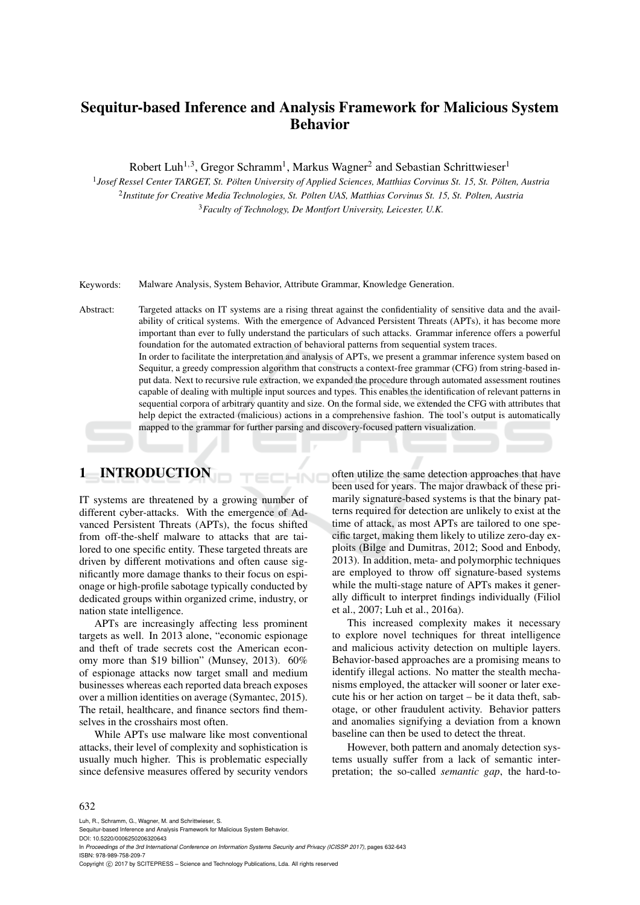# Sequitur-based Inference and Analysis Framework for Malicious System Behavior

Robert Luh[1,3], Gregor Schramm[1], Markus Wagner[2] and Sebastian Schrittwieser[1]

[1]*Josef Ressel Center TARGET, St. Pölten University of Applied Sciences, Matthias Corvinus St. 15, St. Pölten, Austria*

[2]*Institute for Creative Media Technologies, St. Pölten UAS, Matthias Corvinus St. 15, St. Pölten, Austria*

[3]*Faculty of Technology, De Montfort University, Leicester, U.K.*

Keywords: Malware Analysis, System Behavior, Attribute Grammar, Knowledge Generation.

Abstract: Targeted attacks on IT systems are a rising threat against the confidentiality of sensitive data and the availability of critical systems. With the emergence of Advanced Persistent Threats (APTs), it has become more important than ever to fully understand the particulars of such attacks. Grammar inference offers a powerful foundation for the automated extraction of behavioral patterns from sequential system traces.
In order to facilitate the interpretation and analysis of APTs, we present a grammar inference system based on Sequitur, a greedy compression algorithm that constructs a context-free grammar (CFG) from string-based input data. Next to recursive rule extraction, we expanded the procedure through automated assessment routines capable of dealing with multiple input sources and types. This enables the identification of relevant patterns in sequential corpora of arbitrary quantity and size. On the formal side, we extended the CFG with attributes that help depict the extracted (malicious) actions in a comprehensive fashion. The tool's output is automatically mapped to the grammar for further parsing and discovery-focused pattern visualization.

## 1 INTRODUCTION

IT systems are threatened by a growing number of different cyber-attacks. With the emergence of Advanced Persistent Threats (APTs), the focus shifted from off-the-shelf malware to attacks that are tailored to one specific entity. These targeted threats are driven by different motivations and often cause significantly more damage thanks to their focus on espionage or high-profile sabotage typically conducted by dedicated groups within organized crime, industry, or nation state intelligence.

APTs are increasingly affecting less prominent targets as well. In 2013 alone, "economic espionage and theft of trade secrets cost the American economy more than \$19 billion" (Munsey, 2013). 60% of espionage attacks now target small and medium businesses whereas each reported data breach exposes over a million identities on average (Symantec, 2015). The retail, healthcare, and finance sectors find themselves in the crosshairs most often.

While APTs use malware like most conventional attacks, their level of complexity and sophistication is usually much higher. This is problematic especially since defensive measures offered by security vendors often utilize the same detection approaches that have been used for years. The major drawback of these primarily signature-based systems is that the binary patterns required for detection are unlikely to exist at the time of attack, as most APTs are tailored to one specific target, making them likely to utilize zero-day exploits (Bilge and Dumitras, 2012; Sood and Enbody, 2013). In addition, meta- and polymorphic techniques are employed to throw off signature-based systems while the multi-stage nature of APTs makes it generally difficult to interpret findings individually (Filiol et al., 2007; Luh et al., 2016a).

This increased complexity makes it necessary to explore novel techniques for threat intelligence and malicious activity detection on multiple layers. Behavior-based approaches are a promising means to identify illegal actions. No matter the stealth mechanisms employed, the attacker will sooner or later execute his or her action on target – be it data theft, sabotage, or other fraudulent activity. Behavior patters and anomalies signifying a deviation from a known baseline can then be used to detect the threat.

However, both pattern and anomaly detection systems usually suffer from a lack of semantic interpretation; the so-called *semantic gap*, the hard-to-

Luh, R., Schramm, G., Wagner, M. and Schrittwieser, S.
Sequitur-based Inference and Analysis Framework for Malicious System Behavior.
DOI: 10.5220/0006250206320643
In *Proceedings of the 3rd International Conference on Information Systems Security and Privacy (ICISSP 2017)*, pages 632-643
ISBN: 978-989-758-209-7
Copyright © 2017 by SCITEPRESS – Science and Technology Publications, Lda. All rights reserved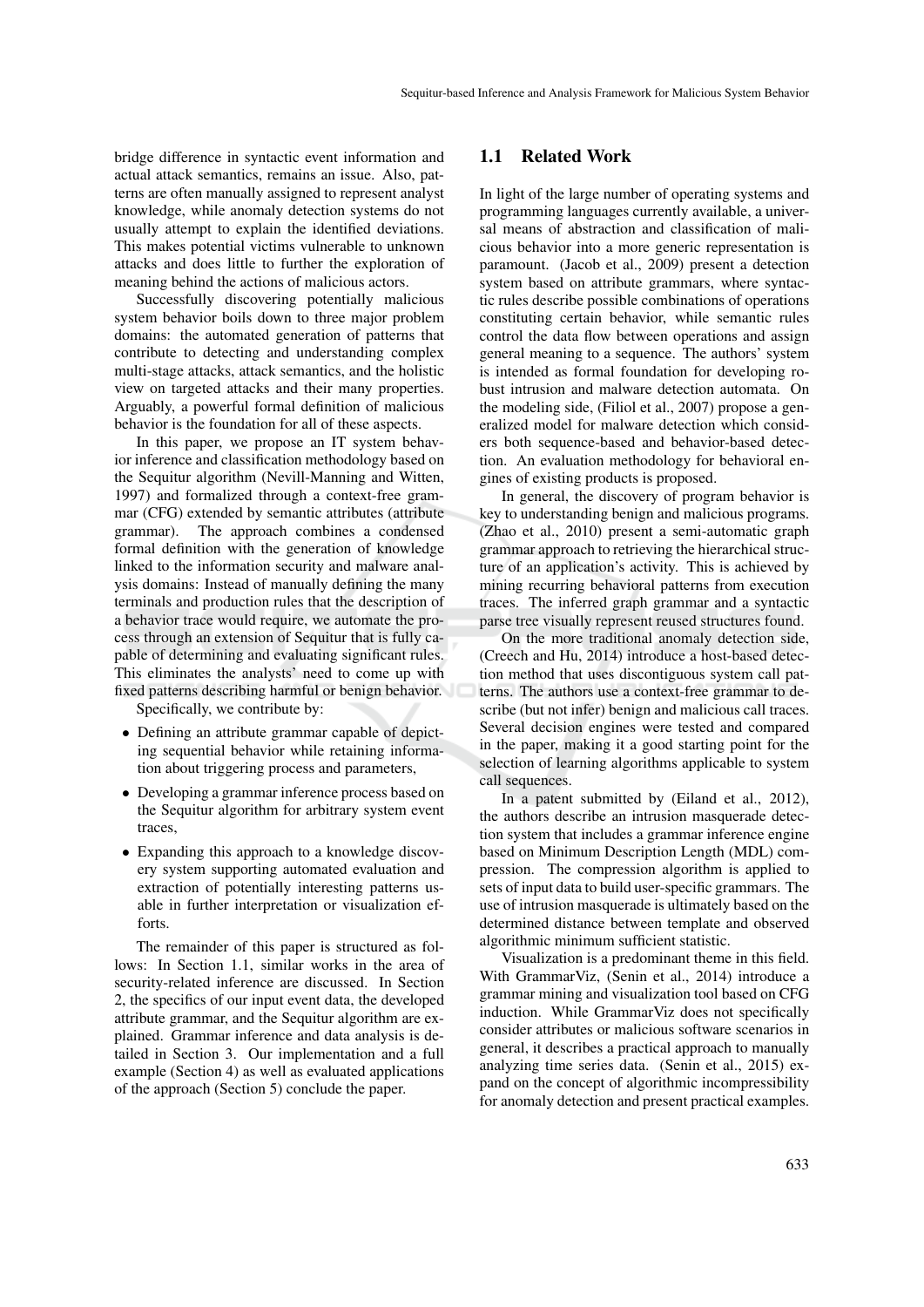bridge difference in syntactic event information and actual attack semantics, remains an issue. Also, patterns are often manually assigned to represent analyst knowledge, while anomaly detection systems do not usually attempt to explain the identified deviations. This makes potential victims vulnerable to unknown attacks and does little to further the exploration of meaning behind the actions of malicious actors.

Successfully discovering potentially malicious system behavior boils down to three major problem domains: the automated generation of patterns that contribute to detecting and understanding complex multi-stage attacks, attack semantics, and the holistic view on targeted attacks and their many properties. Arguably, a powerful formal definition of malicious behavior is the foundation for all of these aspects.

In this paper, we propose an IT system behavior inference and classification methodology based on the Sequitur algorithm (Nevill-Manning and Witten, 1997) and formalized through a context-free grammar (CFG) extended by semantic attributes (attribute grammar). The approach combines a condensed formal definition with the generation of knowledge linked to the information security and malware analysis domains: Instead of manually defining the many terminals and production rules that the description of a behavior trace would require, we automate the process through an extension of Sequitur that is fully capable of determining and evaluating significant rules. This eliminates the analysts' need to come up with fixed patterns describing harmful or benign behavior.

Specifically, we contribute by:

- Defining an attribute grammar capable of depicting sequential behavior while retaining information about triggering process and parameters,
- Developing a grammar inference process based on the Sequitur algorithm for arbitrary system event traces,
- Expanding this approach to a knowledge discovery system supporting automated evaluation and extraction of potentially interesting patterns usable in further interpretation or visualization efforts.

The remainder of this paper is structured as follows: In Section 1.1, similar works in the area of security-related inference are discussed. In Section 2, the specifics of our input event data, the developed attribute grammar, and the Sequitur algorithm are explained. Grammar inference and data analysis is detailed in Section 3. Our implementation and a full example (Section 4) as well as evaluated applications of the approach (Section 5) conclude the paper.

## 1.1 Related Work

In light of the large number of operating systems and programming languages currently available, a universal means of abstraction and classification of malicious behavior into a more generic representation is paramount. (Jacob et al., 2009) present a detection system based on attribute grammars, where syntactic rules describe possible combinations of operations constituting certain behavior, while semantic rules control the data flow between operations and assign general meaning to a sequence. The authors' system is intended as formal foundation for developing robust intrusion and malware detection automata. On the modeling side, (Filiol et al., 2007) propose a generalized model for malware detection which considers both sequence-based and behavior-based detection. An evaluation methodology for behavioral engines of existing products is proposed.

In general, the discovery of program behavior is key to understanding benign and malicious programs. (Zhao et al., 2010) present a semi-automatic graph grammar approach to retrieving the hierarchical structure of an application's activity. This is achieved by mining recurring behavioral patterns from execution traces. The inferred graph grammar and a syntactic parse tree visually represent reused structures found.

On the more traditional anomaly detection side, (Creech and Hu, 2014) introduce a host-based detection method that uses discontiguous system call patterns. The authors use a context-free grammar to describe (but not infer) benign and malicious call traces. Several decision engines were tested and compared in the paper, making it a good starting point for the selection of learning algorithms applicable to system call sequences.

In a patent submitted by (Eiland et al., 2012), the authors describe an intrusion masquerade detection system that includes a grammar inference engine based on Minimum Description Length (MDL) compression. The compression algorithm is applied to sets of input data to build user-specific grammars. The use of intrusion masquerade is ultimately based on the determined distance between template and observed algorithmic minimum sufficient statistic.

Visualization is a predominant theme in this field. With GrammarViz, (Senin et al., 2014) introduce a grammar mining and visualization tool based on CFG induction. While GrammarViz does not specifically consider attributes or malicious software scenarios in general, it describes a practical approach to manually analyzing time series data. (Senin et al., 2015) expand on the concept of algorithmic incompressibility for anomaly detection and present practical examples.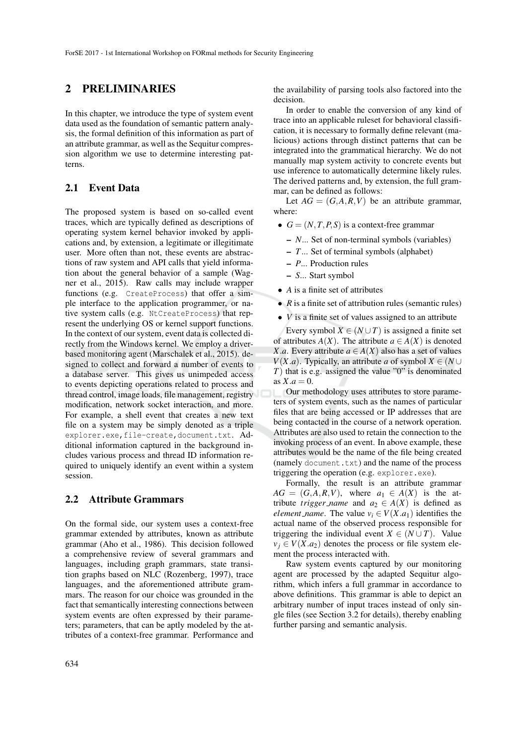## 2 PRELIMINARIES

In this chapter, we introduce the type of system event data used as the foundation of semantic pattern analysis, the formal definition of this information as part of an attribute grammar, as well as the Sequitur compression algorithm we use to determine interesting patterns.

### 2.1 Event Data

The proposed system is based on so-called event traces, which are typically defined as descriptions of operating system kernel behavior invoked by applications and, by extension, a legitimate or illegitimate user. More often than not, these events are abstractions of raw system and API calls that yield information about the general behavior of a sample (Wagner et al., 2015). Raw calls may include wrapper functions (e.g. `CreateProcess`) that offer a simple interface to the application programmer, or native system calls (e.g. `NtCreateProcess`) that represent the underlying OS or kernel support functions. In the context of our system, event data is collected directly from the Windows kernel. We employ a driver-based monitoring agent (Marschalek et al., 2015). designed to collect and forward a number of events to a database server. This gives us unimpeded access to events depicting operations related to process and thread control, image loads, file management, registry modification, network socket interaction, and more. For example, a shell event that creates a new text file on a system may be simply denoted as a triple `explorer.exe,file-create,document.txt`. Additional information captured in the background includes various process and thread ID information required to uniquely identify an event within a system session.

### 2.2 Attribute Grammars

On the formal side, our system uses a context-free grammar extended by attributes, known as attribute grammar (Aho et al., 1986). This decision followed a comprehensive review of several grammars and languages, including graph grammars, state transition graphs based on NLC (Rozenberg, 1997), trace languages, and the aforementioned attribute grammars. The reason for our choice was grounded in the fact that semantically interesting connections between system events are often expressed by their parameters; parameters, that can be aptly modeled by the attributes of a context-free grammar. Performance and the availability of parsing tools also factored into the decision.

In order to enable the conversion of any kind of trace into an applicable ruleset for behavioral classification, it is necessary to formally define relevant (malicious) actions through distinct patterns that can be integrated into the grammatical hierarchy. We do not manually map system activity to concrete events but use inference to automatically determine likely rules. The derived patterns and, by extension, the full grammar, can be defined as follows:

Let $AG = (G, A, R, V)$ be an attribute grammar, where:

- $G = (N, T, P, S)$ is a context-free grammar
  - $N$... Set of non-terminal symbols (variables)
  - $T$... Set of terminal symbols (alphabet)
  - $P$... Production rules
  - $S$... Start symbol
- $A$ is a finite set of attributes
- $R$ is a finite set of attribution rules (semantic rules)
- $V$ is a finite set of values assigned to an attribute

Every symbol $X \in (N \cup T)$ is assigned a finite set of attributes $A(X)$. The attribute $a \in A(X)$ is denoted $X.a$. Every attribute $a \in A(X)$ also has a set of values $V(X.a)$. Typically, an attribute $a$ of symbol $X \in (N \cup T)$ that is e.g. assigned the value "0" is denominated as $X.a = 0$.

Our methodology uses attributes to store parameters of system events, such as the names of particular files that are being accessed or IP addresses that are being contacted in the course of a network operation. Attributes are also used to retain the connection to the invoking process of an event. In above example, these attributes would be the name of the file being created (namely `document.txt`) and the name of the process triggering the operation (e.g. `explorer.exe`).

Formally, the result is an attribute grammar $AG = (G, A, R, V)$, where $a_1 \in A(X)$ is the attribute $trigger\_name$ and $a_2 \in A(X)$ is defined as $element\_name$. The value $v_i \in V(X.a_1)$ identifies the actual name of the observed process responsible for triggering the individual event $X \in (N \cup T)$. Value $v_j \in V(X.a_2)$ denotes the process or file system element the process interacted with.

Raw system events captured by our monitoring agent are processed by the adapted Sequitur algorithm, which infers a full grammar in accordance to above definitions. This grammar is able to depict an arbitrary number of input traces instead of only single files (see Section 3.2 for details), thereby enabling further parsing and semantic analysis.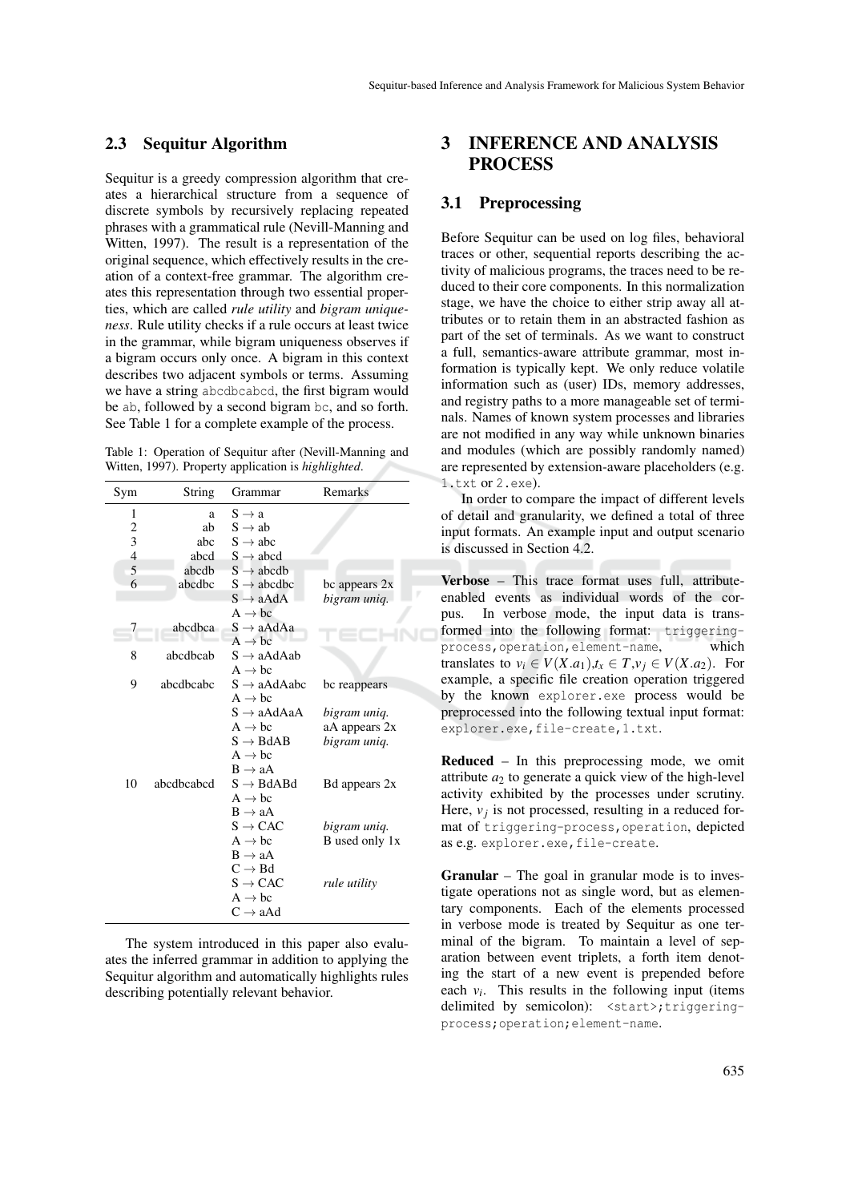### 2.3 Sequitur Algorithm

Sequitur is a greedy compression algorithm that creates a hierarchical structure from a sequence of discrete symbols by recursively replacing repeated phrases with a grammatical rule (Nevill-Manning and Witten, 1997). The result is a representation of the original sequence, which effectively results in the creation of a context-free grammar. The algorithm creates this representation through two essential properties, which are called *rule utility* and *bigram uniqueness*. Rule utility checks if a rule occurs at least twice in the grammar, while bigram uniqueness observes if a bigram occurs only once. A bigram in this context describes two adjacent symbols or terms. Assuming we have a string `abcdbcabcd`, the first bigram would be `ab`, followed by a second bigram `bc`, and so forth. See Table 1 for a complete example of the process.

Table 1: Operation of Sequitur after (Nevill-Manning and Witten, 1997). Property application is *highlighted*.

| Sym | String | Grammar | Remarks |
|---|---|---|---|
| 1 | a | S → a | |
| 2 | ab | S → ab | |
| 3 | abc | S → abc | |
| 4 | abcd | S → abcd | |
| 5 | abcdb | S → abcdb | |
| 6 | abcdbc | S → abcdbc | bc appears 2x |
| | | S → aAdA | *bigram uniq.* |
| | | A → bc | |
| 7 | abcdbca | S → aAdAa | |
| | | A → bc | |
| 8 | abcdbcab | S → aAdAab | |
| | | A → bc | |
| 9 | abcdbcabc | S → aAdAabc | bc reappears |
| | | A → bc | |
| | | S → aAdAaA | *bigram uniq.* |
| | | A → bc | aA appears 2x |
| | | S → BdAB | *bigram uniq.* |
| | | A → bc | |
| | | B → aA | |
| 10 | abcdbcabcd | S → BdABd | Bd appears 2x |
| | | A → bc | |
| | | B → aA | |
| | | S → CAC | *bigram uniq.* |
| | | A → bc | B used only 1x |
| | | B → aA | |
| | | C → Bd | |
| | | S → CAC | *rule utility* |
| | | A → bc | |
| | | C → aAd | |

The system introduced in this paper also evaluates the inferred grammar in addition to applying the Sequitur algorithm and automatically highlights rules describing potentially relevant behavior.

## 3 INFERENCE AND ANALYSIS PROCESS

### 3.1 Preprocessing

Before Sequitur can be used on log files, behavioral traces or other, sequential reports describing the activity of malicious programs, the traces need to be reduced to their core components. In this normalization stage, we have the choice to either strip away all attributes or to retain them in an abstracted fashion as part of the set of terminals. As we want to construct a full, semantics-aware attribute grammar, most information is typically kept. We only reduce volatile information such as (user) IDs, memory addresses, and registry paths to a more manageable set of terminals. Names of known system processes and libraries are not modified in any way while unknown binaries and modules (which are possibly randomly named) are represented by extension-aware placeholders (e.g. `1.txt` or `2.exe`).

In order to compare the impact of different levels of detail and granularity, we defined a total of three input formats. An example input and output scenario is discussed in Section 4.2.

**Verbose** – This trace format uses full, attribute-enabled events as individual words of the corpus. In verbose mode, the input data is transformed into the following format: `triggering-process,operation,element-name`, which translates to $v_i \in V(X.a_1), t_x \in T, v_j \in V(X.a_2)$. For example, a specific file creation operation triggered by the known `explorer.exe` process would be preprocessed into the following textual input format: `explorer.exe,file-create,1.txt`.

**Reduced** – In this preprocessing mode, we omit attribute $a_2$ to generate a quick view of the high-level activity exhibited by the processes under scrutiny. Here, $v_j$ is not processed, resulting in a reduced format of `triggering-process,operation`, depicted as e.g. `explorer.exe,file-create`.

**Granular** – The goal in granular mode is to investigate operations not as single word, but as elementary components. Each of the elements processed in verbose mode is treated by Sequitur as one terminal of the bigram. To maintain a level of separation between event triplets, a forth item denoting the start of a new event is prepended before each $v_i$. This results in the following input (items delimited by semicolon): `<start>;triggering-process;operation;element-name`.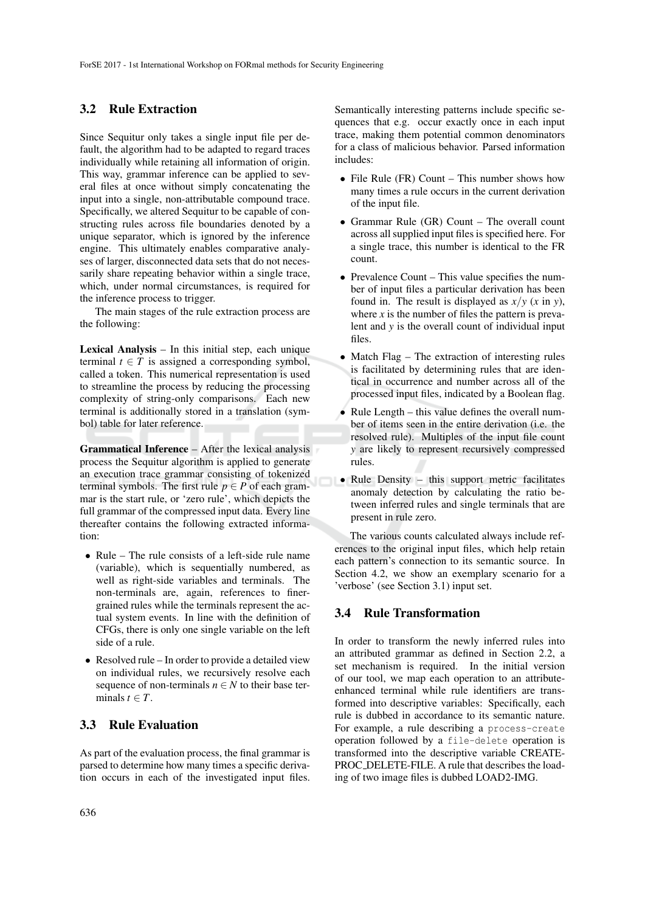## 3.2 Rule Extraction

Since Sequitur only takes a single input file per default, the algorithm had to be adapted to regard traces individually while retaining all information of origin. This way, grammar inference can be applied to several files at once without simply concatenating the input into a single, non-attributable compound trace. Specifically, we altered Sequitur to be capable of constructing rules across file boundaries denoted by a unique separator, which is ignored by the inference engine. This ultimately enables comparative analyses of larger, disconnected data sets that do not necessarily share repeating behavior within a single trace, which, under normal circumstances, is required for the inference process to trigger.

The main stages of the rule extraction process are the following:

**Lexical Analysis** – In this initial step, each unique terminal $t \in T$ is assigned a corresponding symbol, called a token. This numerical representation is used to streamline the process by reducing the processing complexity of string-only comparisons. Each new terminal is additionally stored in a translation (symbol) table for later reference.

**Grammatical Inference** – After the lexical analysis process the Sequitur algorithm is applied to generate an execution trace grammar consisting of tokenized terminal symbols. The first rule $p \in P$ of each grammar is the start rule, or 'zero rule', which depicts the full grammar of the compressed input data. Every line thereafter contains the following extracted information:

- Rule – The rule consists of a left-side rule name (variable), which is sequentially numbered, as well as right-side variables and terminals. The non-terminals are, again, references to finer-grained rules while the terminals represent the actual system events. In line with the definition of CFGs, there is only one single variable on the left side of a rule.
- Resolved rule – In order to provide a detailed view on individual rules, we recursively resolve each sequence of non-terminals $n \in N$ to their base terminals $t \in T$.

## 3.3 Rule Evaluation

As part of the evaluation process, the final grammar is parsed to determine how many times a specific derivation occurs in each of the investigated input files. Semantically interesting patterns include specific sequences that e.g. occur exactly once in each input trace, making them potential common denominators for a class of malicious behavior. Parsed information includes:

- File Rule (FR) Count – This number shows how many times a rule occurs in the current derivation of the input file.
- Grammar Rule (GR) Count – The overall count across all supplied input files is specified here. For a single trace, this number is identical to the FR count.
- Prevalence Count – This value specifies the number of input files a particular derivation has been found in. The result is displayed as $x/y$ ($x$ in $y$), where $x$ is the number of files the pattern is prevalent and $y$ is the overall count of individual input files.
- Match Flag – The extraction of interesting rules is facilitated by determining rules that are identical in occurrence and number across all of the processed input files, indicated by a Boolean flag.
- Rule Length – this value defines the overall number of items seen in the entire derivation (i.e. the resolved rule). Multiples of the input file count $y$ are likely to represent recursively compressed rules.
- Rule Density – this support metric facilitates anomaly detection by calculating the ratio between inferred rules and single terminals that are present in rule zero.

The various counts calculated always include references to the original input files, which help retain each pattern's connection to its semantic source. In Section 4.2, we show an exemplary scenario for a 'verbose' (see Section 3.1) input set.

## 3.4 Rule Transformation

In order to transform the newly inferred rules into an attributed grammar as defined in Section 2.2, a set mechanism is required. In the initial version of our tool, we map each operation to an attribute-enhanced terminal while rule identifiers are transformed into descriptive variables: Specifically, each rule is dubbed in accordance to its semantic nature. For example, a rule describing a `process-create` operation followed by a `file-delete` operation is transformed into the descriptive variable CREATE-PROC_DELETE-FILE. A rule that describes the loading of two image files is dubbed LOAD2-IMG.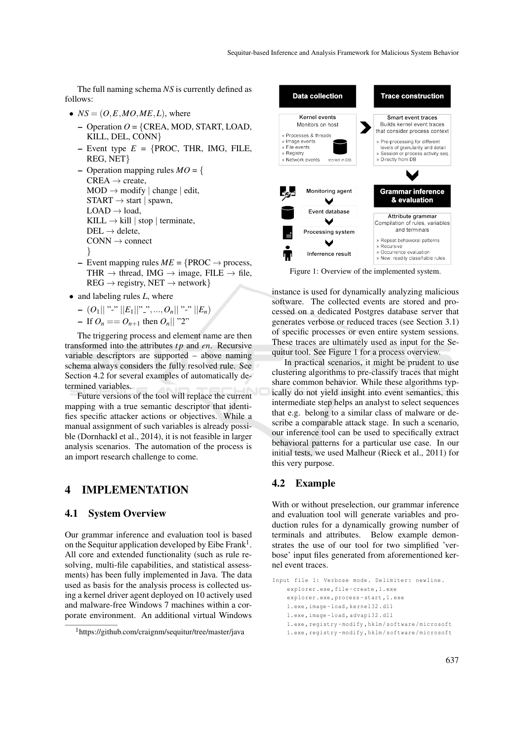The full naming schema *NS* is currently defined as follows:

- $NS = (O, E, MO, ME, L)$, where
  - Operation $O$ = {CREA, MOD, START, LOAD, KILL, DEL, CONN}
  - Event type $E$ = {PROC, THR, IMG, FILE, REG, NET}
  - Operation mapping rules $MO$ = {
    CREA → create,
    MOD → modify | change | edit,
    START → start | spawn,
    LOAD → load,
    KILL → kill | stop | terminate,
    DEL → delete,
    CONN → connect
    }
  - Event mapping rules $ME$ = {PROC → process, THR → thread, IMG → image, FILE → file, REG → registry, NET → network}
- and labeling rules $L$, where
  - $(O_1||$ "-" $||E_1||$"_"$, ..., O_n||$ "-" $||E_n)$
  - If $O_n == O_{n+1}$ then $O_n||$ "2"

The triggering process and element name are then transformed into the attributes $tp$ and $en$. Recursive variable descriptors are supported – above naming schema always considers the fully resolved rule. See Section 4.2 for several examples of automatically determined variables.

Future versions of the tool will replace the current mapping with a true semantic descriptor that identifies specific attacker actions or objectives. While a manual assignment of such variables is already possible (Dornhackl et al., 2014), it is not feasible in larger analysis scenarios. The automation of the process is an import research challenge to come.

## 4 IMPLEMENTATION

### 4.1 System Overview

Our grammar inference and evaluation tool is based on the Sequitur application developed by Eibe Frank[1]. All core and extended functionality (such as rule resolving, multi-file capabilities, and statistical assessments) has been fully implemented in Java. The data used as basis for the analysis process is collected using a kernel driver agent deployed on 10 actively used and malware-free Windows 7 machines within a corporate environment. An additional virtual Windows instance is used for dynamically analyzing malicious software. The collected events are stored and processed on a dedicated Postgres database server that generates verbose or reduced traces (see Section 3.1) of specific processes or even entire system sessions. These traces are ultimately used as input for the Sequitur tool. See Figure 1 for a process overview.

[1] https://github.com/craignm/sequitur/tree/master/java

Figure 1: Overview of the implemented system.

In practical scenarios, it might be prudent to use clustering algorithms to pre-classify traces that might share common behavior. While these algorithms typically do not yield insight into event semantics, this intermediate step helps an analyst to select sequences that e.g. belong to a similar class of malware or describe a comparable attack stage. In such a scenario, our inference tool can be used to specifically extract behavioral patterns for a particular use case. In our initial tests, we used Malheur (Rieck et al., 2011) for this very purpose.

### 4.2 Example

With or without preselection, our grammar inference and evaluation tool will generate variables and production rules for a dynamically growing number of terminals and attributes. Below example demonstrates the use of our tool for two simplified 'verbose' input files generated from aforementioned kernel event traces.

```
Input file 1: Verbose mode. Delimiter: newline.
    explorer.exe,file-create,1.exe
    explorer.exe,process-start,1.exe
    1.exe,image-load,kernel32.dll
    1.exe,image-load,advapi32.dll
    1.exe,registry-modify,hklm/software/microsoft
    1.exe,registry-modify,hklm/software/microsoft
```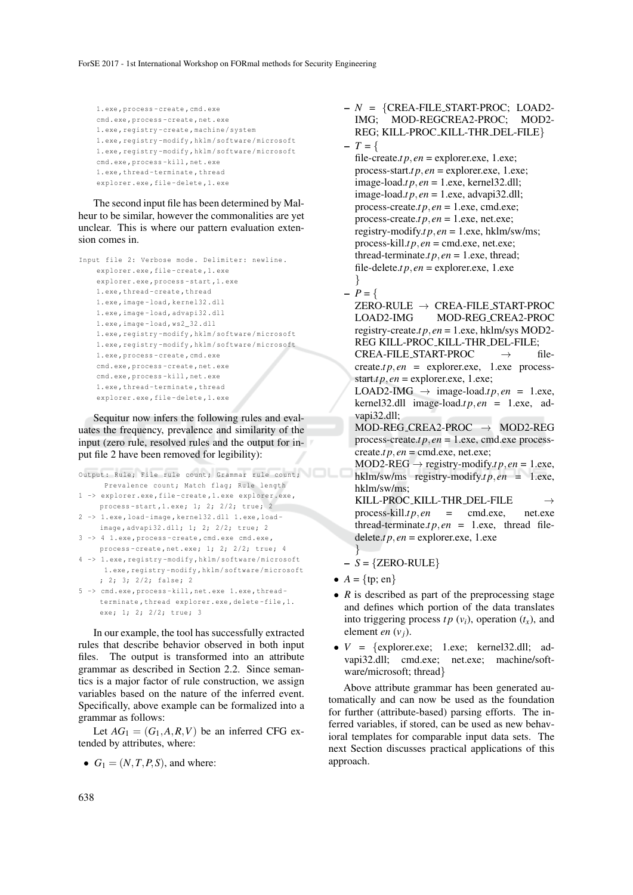```
1.exe,process-create,cmd.exe
cmd.exe,process-create,net.exe
1.exe,registry-create,machine/system
1.exe,registry-modify,hklm/software/microsoft
1.exe,registry-modify,hklm/software/microsoft
cmd.exe,process-kill,net.exe
1.exe,thread-terminate,thread
explorer.exe,file-delete,1.exe
```

The second input file has been determined by Malheur to be similar, however the commonalities are yet unclear. This is where our pattern evaluation extension comes in.

```
Input file 2: Verbose mode. Delimiter: newline.
    explorer.exe,file-create,1.exe
    explorer.exe,process-start,1.exe
    1.exe,thread-create,thread
    1.exe,image-load,kernel32.dll
    1.exe,image-load,advapi32.dll
    1.exe,image-load,ws2_32.dll
    1.exe,registry-modify,hklm/software/microsoft
    1.exe,registry-modify,hklm/software/microsoft
    1.exe,process-create,cmd.exe
    cmd.exe,process-create,net.exe
    cmd.exe,process-kill,net.exe
    1.exe,thread-terminate,thread
    explorer.exe,file-delete,1.exe
```

Sequitur now infers the following rules and evaluates the frequency, prevalence and similarity of the input (zero rule, resolved rules and the output for input file 2 have been removed for legibility):

```
Output: Rule; File rule count; Grammar rule count;
     Prevalence count; Match flag; Rule length
1 -> explorer.exe,file-create,1.exe explorer.exe,
     process-start,1.exe; 1; 2; 2/2; true; 2
2 -> 1.exe,load-image,kernel32.dll 1.exe,load-
     image,advapi32.dll; 1; 2; 2/2; true; 2
3 -> 4 1.exe,process-create,cmd.exe cmd.exe,
     process-create,net.exe; 1; 2; 2/2; true; 4
4 -> 1.exe,registry-modify,hklm/software/microsoft
      1.exe,registry-modify,hklm/software/microsoft
     ; 2; 3; 2/2; false; 2
5 -> cmd.exe,process-kill,net.exe 1.exe,thread-
     terminate,thread explorer.exe,delete-file,1.
     exe; 1; 2; 2/2; true; 3
```

In our example, the tool has successfully extracted rules that describe behavior observed in both input files. The output is transformed into an attribute grammar as described in Section 2.2. Since semantics is a major factor of rule construction, we assign variables based on the nature of the inferred event. Specifically, above example can be formalized into a grammar as follows:

Let $AG_1 = (G_1, A, R, V)$ be an inferred CFG extended by attributes, where:

- $G_1 = (N, T, P, S)$, and where:
  - $N$ = {CREA-FILE_START-PROC; LOAD2-IMG; MOD-REGCREA2-PROC; MOD2-REG; KILL-PROC_KILL-THR_DEL-FILE}
  - $T$ = {
    file-create.$tp, en$ = explorer.exe, 1.exe;
    process-start.$tp, en$ = explorer.exe, 1.exe;
    image-load.$tp, en$ = 1.exe, kernel32.dll;
    image-load.$tp, en$ = 1.exe, advapi32.dll;
    process-create.$tp, en$ = 1.exe, cmd.exe;
    process-create.$tp, en$ = 1.exe, net.exe;
    registry-modify.$tp, en$ = 1.exe, hklm/sw/ms;
    process-kill.$tp, en$ = cmd.exe, net.exe;
    thread-terminate.$tp, en$ = 1.exe, thread;
    file-delete.$tp, en$ = explorer.exe, 1.exe
    }
  - $P$ = {
    ZERO-RULE $\rightarrow$ CREA-FILE_START-PROC LOAD2-IMG MOD-REG_CREA2-PROC registry-create.$tp, en$ = 1.exe, hklm/sys MOD2-REG KILL-PROC_KILL-THR_DEL-FILE;
    CREA-FILE_START-PROC $\rightarrow$ file-create.$tp, en$ = explorer.exe, 1.exe process-start.$tp, en$ = explorer.exe, 1.exe;
    LOAD2-IMG $\rightarrow$ image-load.$tp, en$ = 1.exe, kernel32.dll image-load.$tp, en$ = 1.exe, advapi32.dll;
    MOD-REG_CREA2-PROC $\rightarrow$ MOD2-REG process-create.$tp, en$ = 1.exe, cmd.exe process-create.$tp, en$ = cmd.exe, net.exe;
    MOD2-REG $\rightarrow$ registry-modify.$tp, en$ = 1.exe, hklm/sw/ms registry-modify.$tp, en$ = 1.exe, hklm/sw/ms;
    KILL-PROC_KILL-THR_DEL-FILE $\rightarrow$ process-kill.$tp, en$ = cmd.exe, net.exe thread-terminate.$tp, en$ = 1.exe, thread file-delete.$tp, en$ = explorer.exe, 1.exe
    }
  - $S$ = {ZERO-RULE}
- $A$ = {tp; en}
- $R$ is described as part of the preprocessing stage and defines which portion of the data translates into triggering process $tp$ ($v_i$), operation ($t_x$), and element $en$ ($v_j$).
- $V$ = {explorer.exe; 1.exe; kernel32.dll; advapi32.dll; cmd.exe; net.exe; machine/software/microsoft; thread}

Above attribute grammar has been generated automatically and can now be used as the foundation for further (attribute-based) parsing efforts. The inferred variables, if stored, can be used as new behavioral templates for comparable input data sets. The next Section discusses practical applications of this approach.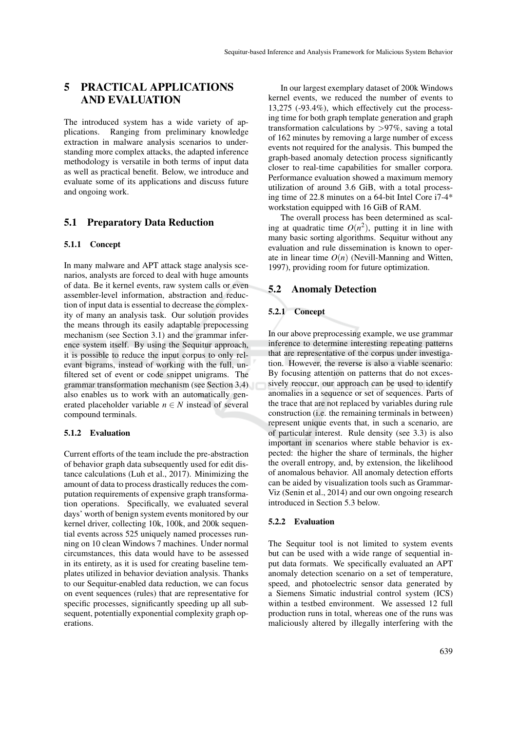# 5 PRACTICAL APPLICATIONS AND EVALUATION

The introduced system has a wide variety of applications. Ranging from preliminary knowledge extraction in malware analysis scenarios to understanding more complex attacks, the adapted inference methodology is versatile in both terms of input data as well as practical benefit. Below, we introduce and evaluate some of its applications and discuss future and ongoing work.

## 5.1 Preparatory Data Reduction

### 5.1.1 Concept

In many malware and APT attack stage analysis scenarios, analysts are forced to deal with huge amounts of data. Be it kernel events, raw system calls or even assembler-level information, abstraction and reduction of input data is essential to decrease the complexity of many an analysis task. Our solution provides the means through its easily adaptable prepocessing mechanism (see Section 3.1) and the grammar inference system itself. By using the Sequitur approach, it is possible to reduce the input corpus to only relevant bigrams, instead of working with the full, unfiltered set of event or code snippet unigrams. The grammar transformation mechanism (see Section 3.4) also enables us to work with an automatically generated placeholder variable $n \in N$ instead of several compound terminals.

### 5.1.2 Evaluation

Current efforts of the team include the pre-abstraction of behavior graph data subsequently used for edit distance calculations (Luh et al., 2017). Minimizing the amount of data to process drastically reduces the computation requirements of expensive graph transformation operations. Specifically, we evaluated several days' worth of benign system events monitored by our kernel driver, collecting 10k, 100k, and 200k sequential events across 525 uniquely named processes running on 10 clean Windows 7 machines. Under normal circumstances, this data would have to be assessed in its entirety, as it is used for creating baseline templates utilized in behavior deviation analysis. Thanks to our Sequitur-enabled data reduction, we can focus on event sequences (rules) that are representative for specific processes, significantly speeding up all subsequent, potentially exponential complexity graph operations.

In our largest exemplary dataset of 200k Windows kernel events, we reduced the number of events to 13,275 (-93.4%), which effectively cut the processing time for both graph template generation and graph transformation calculations by >97%, saving a total of 162 minutes by removing a large number of excess events not required for the analysis. This bumped the graph-based anomaly detection process significantly closer to real-time capabilities for smaller corpora. Performance evaluation showed a maximum memory utilization of around 3.6 GiB, with a total processing time of 22.8 minutes on a 64-bit Intel Core i7-4* workstation equipped with 16 GiB of RAM.

The overall process has been determined as scaling at quadratic time $O(n^2)$, putting it in line with many basic sorting algorithms. Sequitur without any evaluation and rule dissemination is known to operate in linear time $O(n)$ (Nevill-Manning and Witten, 1997), providing room for future optimization.

## 5.2 Anomaly Detection

### 5.2.1 Concept

In our above preprocessing example, we use grammar inference to determine interesting repeating patterns that are representative of the corpus under investigation. However, the reverse is also a viable scenario: By focusing attention on patterns that do not excessively reoccur, our approach can be used to identify anomalies in a sequence or set of sequences. Parts of the trace that are not replaced by variables during rule construction (i.e. the remaining terminals in between) represent unique events that, in such a scenario, are of particular interest. Rule density (see 3.3) is also important in scenarios where stable behavior is expected: the higher the share of terminals, the higher the overall entropy, and, by extension, the likelihood of anomalous behavior. All anomaly detection efforts can be aided by visualization tools such as GrammarViz (Senin et al., 2014) and our own ongoing research introduced in Section 5.3 below.

### 5.2.2 Evaluation

The Sequitur tool is not limited to system events but can be used with a wide range of sequential input data formats. We specifically evaluated an APT anomaly detection scenario on a set of temperature, speed, and photoelectric sensor data generated by a Siemens Simatic industrial control system (ICS) within a testbed environment. We assessed 12 full production runs in total, whereas one of the runs was maliciously altered by illegally interfering with the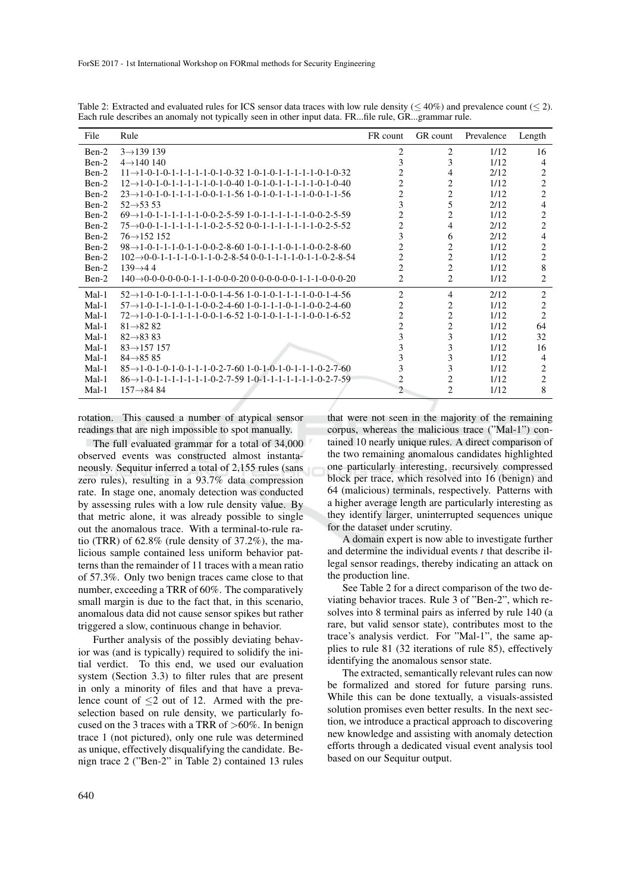Table 2: Extracted and evaluated rules for ICS sensor data traces with low rule density (≤ 40%) and prevalence count (≤ 2). Each rule describes an anomaly not typically seen in other input data. FR...file rule, GR...grammar rule.

| File | Rule | FR count | GR count | Prevalence | Length |
|---|---|---|---|---|---|
| Ben-2 | 3→139 139 | 2 | 2 | 1/12 | 16 |
| Ben-2 | 4→140 140 | 3 | 3 | 1/12 | 4 |
| Ben-2 | 11→1-0-1-0-1-1-1-1-1-0-1-0-32 1-0-1-0-1-1-1-1-1-0-1-0-32 | 2 | 4 | 2/12 | 2 |
| Ben-2 | 12→1-0-1-0-1-1-1-1-1-0-1-0-40 1-0-1-0-1-1-1-1-1-0-1-0-40 | 2 | 2 | 1/12 | 2 |
| Ben-2 | 23→1-0-1-0-1-1-1-1-0-0-1-1-56 1-0-1-0-1-1-1-1-0-0-1-1-56 | 2 | 2 | 1/12 | 2 |
| Ben-2 | 52→53 53 | 3 | 5 | 2/12 | 4 |
| Ben-2 | 69→1-0-1-1-1-1-1-1-0-0-2-5-59 1-0-1-1-1-1-1-1-0-0-2-5-59 | 2 | 2 | 1/12 | 2 |
| Ben-2 | 75→0-0-1-1-1-1-1-1-1-0-2-5-52 0-0-1-1-1-1-1-1-1-0-2-5-52 | 2 | 4 | 2/12 | 2 |
| Ben-2 | 76→152 152 | 3 | 6 | 2/12 | 4 |
| Ben-2 | 98→1-0-1-1-1-0-1-1-0-0-2-8-60 1-0-1-1-1-0-1-1-0-0-2-8-60 | 2 | 2 | 1/12 | 2 |
| Ben-2 | 102→0-0-1-1-1-1-0-1-1-0-2-8-54 0-0-1-1-1-1-0-1-1-0-2-8-54 | 2 | 2 | 1/12 | 2 |
| Ben-2 | 139→4 4 | 2 | 2 | 1/12 | 8 |
| Ben-2 | 140→0-0-0-0-0-0-1-1-1-0-0-0-20 0-0-0-0-0-0-1-1-1-0-0-0-20 | 2 | 2 | 1/12 | 2 |
| Mal-1 | 52→1-0-1-0-1-1-1-1-0-0-1-4-56 1-0-1-0-1-1-1-1-0-0-1-4-56 | 2 | 4 | 2/12 | 2 |
| Mal-1 | 57→1-0-1-1-1-0-1-1-0-0-2-4-60 1-0-1-1-1-0-1-1-0-0-2-4-60 | 2 | 2 | 1/12 | 2 |
| Mal-1 | 72→1-0-1-0-1-1-1-1-0-0-1-6-52 1-0-1-0-1-1-1-1-0-0-1-6-52 | 2 | 2 | 1/12 | 2 |
| Mal-1 | 81→82 82 | 2 | 2 | 1/12 | 64 |
| Mal-1 | 82→83 83 | 3 | 3 | 1/12 | 32 |
| Mal-1 | 83→157 157 | 3 | 3 | 1/12 | 16 |
| Mal-1 | 84→85 85 | 3 | 3 | 1/12 | 4 |
| Mal-1 | 85→1-0-1-0-1-0-1-1-1-0-2-7-60 1-0-1-0-1-0-1-1-1-0-2-7-60 | 3 | 3 | 1/12 | 2 |
| Mal-1 | 86→1-0-1-1-1-1-1-1-1-0-2-7-59 1-0-1-1-1-1-1-1-1-0-2-7-59 | 2 | 2 | 1/12 | 2 |
| Mal-1 | 157→84 84 | 2 | 2 | 1/12 | 8 |

rotation. This caused a number of atypical sensor readings that are nigh impossible to spot manually.

The full evaluated grammar for a total of 34,000 observed events was constructed almost instantaneously. Sequitur inferred a total of 2,155 rules (sans zero rules), resulting in a 93.7% data compression rate. In stage one, anomaly detection was conducted by assessing rules with a low rule density value. By that metric alone, it was already possible to single out the anomalous trace. With a terminal-to-rule ratio (TRR) of 62.8% (rule density of 37.2%), the malicious sample contained less uniform behavior patterns than the remainder of 11 traces with a mean ratio of 57.3%. Only two benign traces came close to that number, exceeding a TRR of 60%. The comparatively small margin is due to the fact that, in this scenario, anomalous data did not cause sensor spikes but rather triggered a slow, continuous change in behavior.

Further analysis of the possibly deviating behavior was (and is typically) required to solidify the initial verdict. To this end, we used our evaluation system (Section 3.3) to filter rules that are present in only a minority of files and that have a prevalence count of ≤2 out of 12. Armed with the preselection based on rule density, we particularly focused on the 3 traces with a TRR of >60%. In benign trace 1 (not pictured), only one rule was determined as unique, effectively disqualifying the candidate. Benign trace 2 ("Ben-2" in Table 2) contained 13 rules that were not seen in the majority of the remaining corpus, whereas the malicious trace ("Mal-1") contained 10 nearly unique rules. A direct comparison of the two remaining anomalous candidates highlighted one particularly interesting, recursively compressed block per trace, which resolved into 16 (benign) and 64 (malicious) terminals, respectively. Patterns with a higher average length are particularly interesting as they identify larger, uninterrupted sequences unique for the dataset under scrutiny.

A domain expert is now able to investigate further and determine the individual events $t$ that describe illegal sensor readings, thereby indicating an attack on the production line.

See Table 2 for a direct comparison of the two deviating behavior traces. Rule 3 of "Ben-2", which resolves into 8 terminal pairs as inferred by rule 140 (a rare, but valid sensor state), contributes most to the trace's analysis verdict. For "Mal-1", the same applies to rule 81 (32 iterations of rule 85), effectively identifying the anomalous sensor state.

The extracted, semantically relevant rules can now be formalized and stored for future parsing runs. While this can be done textually, a visuals-assisted solution promises even better results. In the next section, we introduce a practical approach to discovering new knowledge and assisting with anomaly detection efforts through a dedicated visual event analysis tool based on our Sequitur output.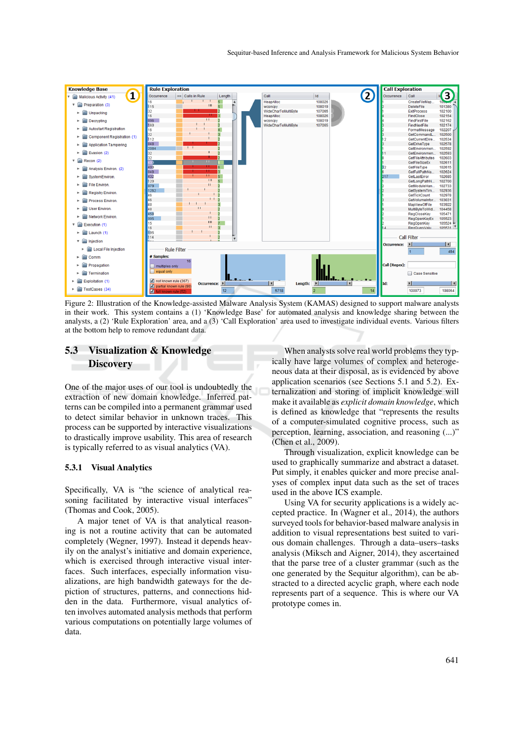Figure 2: Illustration of the Knowledge-assisted Malware Analysis System (KAMAS) designed to support malware analysts in their work. This system contains a (1) 'Knowledge Base' for automated analysis and knowledge sharing between the analysts, a (2) 'Rule Exploration' area, and a (3) 'Call Exploration' area used to investigate individual events. Various filters at the bottom help to remove redundant data.

## 5.3 Visualization & Knowledge Discovery

One of the major uses of our tool is undoubtedly the extraction of new domain knowledge. Inferred patterns can be compiled into a permanent grammar used to detect similar behavior in unknown traces. This process can be supported by interactive visualizations to drastically improve usability. This area of research is typically referred to as visual analytics (VA).

### 5.3.1 Visual Analytics

Specifically, VA is "the science of analytical reasoning facilitated by interactive visual interfaces" (Thomas and Cook, 2005).

A major tenet of VA is that analytical reasoning is not a routine activity that can be automated completely (Wegner, 1997). Instead it depends heavily on the analyst's initiative and domain experience, which is exercised through interactive visual interfaces. Such interfaces, especially information visualizations, are high bandwidth gateways for the depiction of structures, patterns, and connections hidden in the data. Furthermore, visual analytics often involves automated analysis methods that perform various computations on potentially large volumes of data.

When analysts solve real world problems they typically have large volumes of complex and heterogeneous data at their disposal, as is evidenced by above application scenarios (see Sections 5.1 and 5.2). Externalization and storing of implicit knowledge will make it available as *explicit domain knowledge*, which is defined as knowledge that "represents the results of a computer-simulated cognitive process, such as perception, learning, association, and reasoning (...)" (Chen et al., 2009).

Through visualization, explicit knowledge can be used to graphically summarize and abstract a dataset. Put simply, it enables quicker and more precise analyses of complex input data such as the set of traces used in the above ICS example.

Using VA for security applications is a widely accepted practice. In (Wagner et al., 2014), the authors surveyed tools for behavior-based malware analysis in addition to visual representations best suited to various domain challenges. Through a data–users–tasks analysis (Miksch and Aigner, 2014), they ascertained that the parse tree of a cluster grammar (such as the one generated by the Sequitur algorithm), can be abstracted to a directed acyclic graph, where each node represents part of a sequence. This is where our VA prototype comes in.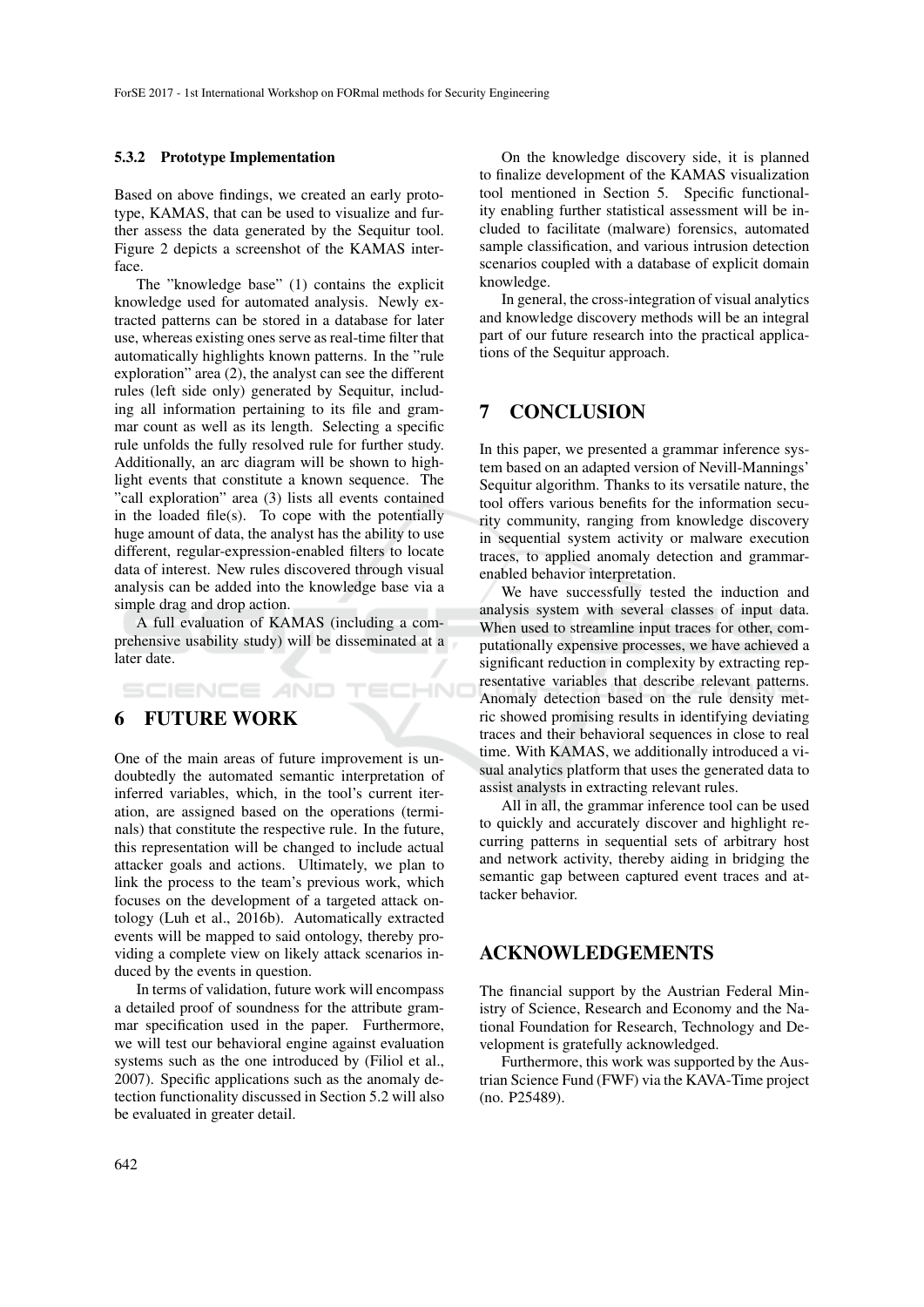#### 5.3.2 Prototype Implementation

Based on above findings, we created an early prototype, KAMAS, that can be used to visualize and further assess the data generated by the Sequitur tool. Figure 2 depicts a screenshot of the KAMAS interface.

The "knowledge base" (1) contains the explicit knowledge used for automated analysis. Newly extracted patterns can be stored in a database for later use, whereas existing ones serve as real-time filter that automatically highlights known patterns. In the "rule exploration" area (2), the analyst can see the different rules (left side only) generated by Sequitur, including all information pertaining to its file and grammar count as well as its length. Selecting a specific rule unfolds the fully resolved rule for further study. Additionally, an arc diagram will be shown to highlight events that constitute a known sequence. The "call exploration" area (3) lists all events contained in the loaded file(s). To cope with the potentially huge amount of data, the analyst has the ability to use different, regular-expression-enabled filters to locate data of interest. New rules discovered through visual analysis can be added into the knowledge base via a simple drag and drop action.

A full evaluation of KAMAS (including a comprehensive usability study) will be disseminated at a later date.

## 6 FUTURE WORK

One of the main areas of future improvement is undoubtedly the automated semantic interpretation of inferred variables, which, in the tool's current iteration, are assigned based on the operations (terminals) that constitute the respective rule. In the future, this representation will be changed to include actual attacker goals and actions. Ultimately, we plan to link the process to the team's previous work, which focuses on the development of a targeted attack ontology (Luh et al., 2016b). Automatically extracted events will be mapped to said ontology, thereby providing a complete view on likely attack scenarios induced by the events in question.

In terms of validation, future work will encompass a detailed proof of soundness for the attribute grammar specification used in the paper. Furthermore, we will test our behavioral engine against evaluation systems such as the one introduced by (Filiol et al., 2007). Specific applications such as the anomaly detection functionality discussed in Section 5.2 will also be evaluated in greater detail.

On the knowledge discovery side, it is planned to finalize development of the KAMAS visualization tool mentioned in Section 5. Specific functionality enabling further statistical assessment will be included to facilitate (malware) forensics, automated sample classification, and various intrusion detection scenarios coupled with a database of explicit domain knowledge.

In general, the cross-integration of visual analytics and knowledge discovery methods will be an integral part of our future research into the practical applications of the Sequitur approach.

## 7 CONCLUSION

In this paper, we presented a grammar inference system based on an adapted version of Nevill-Mannings' Sequitur algorithm. Thanks to its versatile nature, the tool offers various benefits for the information security community, ranging from knowledge discovery in sequential system activity or malware execution traces, to applied anomaly detection and grammar-enabled behavior interpretation.

We have successfully tested the induction and analysis system with several classes of input data. When used to streamline input traces for other, computationally expensive processes, we have achieved a significant reduction in complexity by extracting representative variables that describe relevant patterns. Anomaly detection based on the rule density metric showed promising results in identifying deviating traces and their behavioral sequences in close to real time. With KAMAS, we additionally introduced a visual analytics platform that uses the generated data to assist analysts in extracting relevant rules.

All in all, the grammar inference tool can be used to quickly and accurately discover and highlight recurring patterns in sequential sets of arbitrary host and network activity, thereby aiding in bridging the semantic gap between captured event traces and attacker behavior.

## ACKNOWLEDGEMENTS

The financial support by the Austrian Federal Ministry of Science, Research and Economy and the National Foundation for Research, Technology and Development is gratefully acknowledged.

Furthermore, this work was supported by the Austrian Science Fund (FWF) via the KAVA-Time project (no. P25489).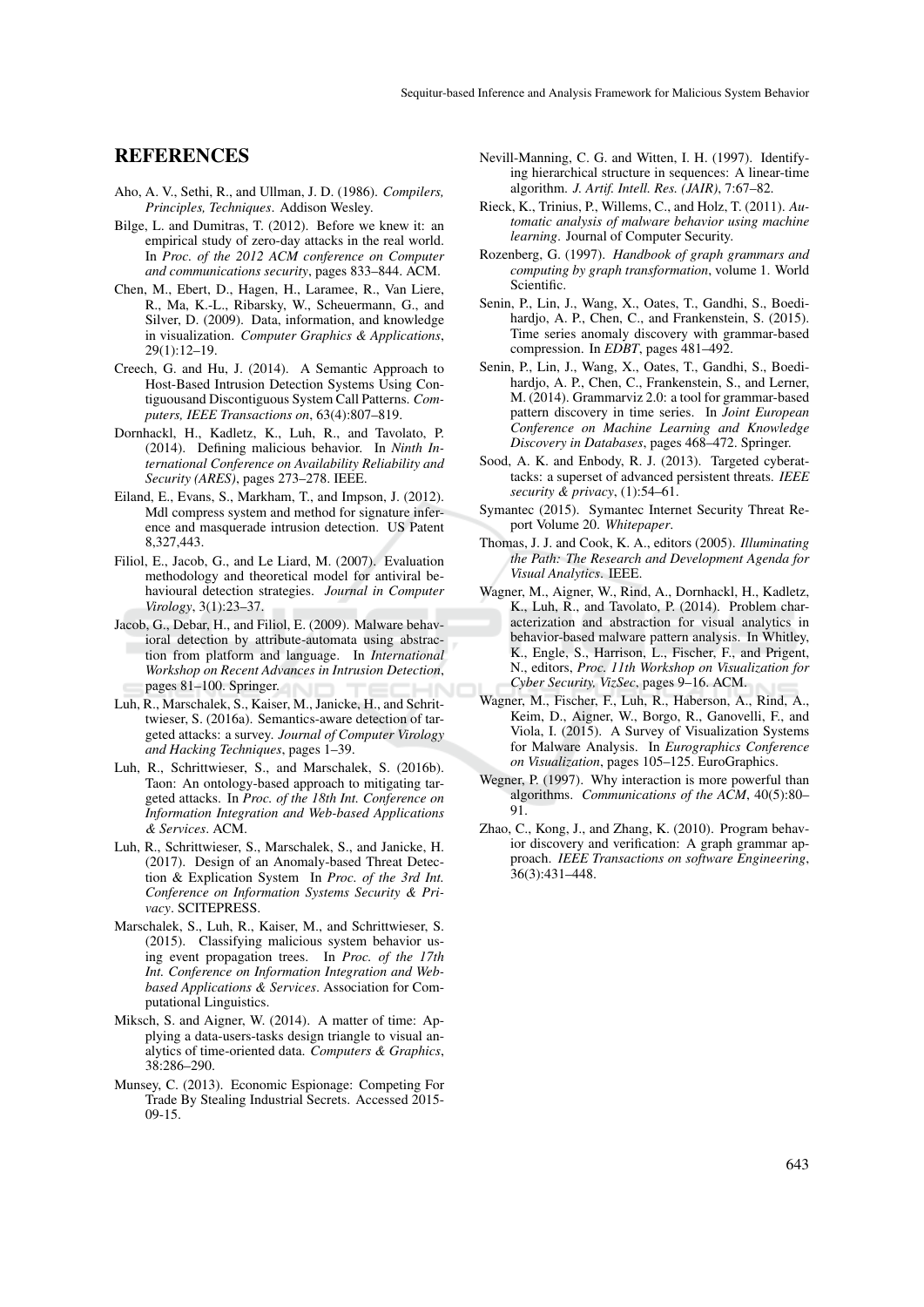## REFERENCES

Aho, A. V., Sethi, R., and Ullman, J. D. (1986). *Compilers, Principles, Techniques*. Addison Wesley.

Bilge, L. and Dumitras, T. (2012). Before we knew it: an empirical study of zero-day attacks in the real world. In *Proc. of the 2012 ACM conference on Computer and communications security*, pages 833–844. ACM.

Chen, M., Ebert, D., Hagen, H., Laramee, R., Van Liere, R., Ma, K.-L., Ribarsky, W., Scheuermann, G., and Silver, D. (2009). Data, information, and knowledge in visualization. *Computer Graphics & Applications*, 29(1):12–19.

Creech, G. and Hu, J. (2014). A Semantic Approach to Host-Based Intrusion Detection Systems Using Contiguousand Discontiguous System Call Patterns. *Computers, IEEE Transactions on*, 63(4):807–819.

Dornhackl, H., Kadletz, K., Luh, R., and Tavolato, P. (2014). Defining malicious behavior. In *Ninth International Conference on Availability Reliability and Security (ARES)*, pages 273–278. IEEE.

Eiland, E., Evans, S., Markham, T., and Impson, J. (2012). Mdl compress system and method for signature inference and masquerade intrusion detection. US Patent 8,327,443.

Filiol, E., Jacob, G., and Le Liard, M. (2007). Evaluation methodology and theoretical model for antiviral behavioural detection strategies. *Journal in Computer Virology*, 3(1):23–37.

Jacob, G., Debar, H., and Filiol, E. (2009). Malware behavioral detection by attribute-automata using abstraction from platform and language. In *International Workshop on Recent Advances in Intrusion Detection*, pages 81–100. Springer.

Luh, R., Marschalek, S., Kaiser, M., Janicke, H., and Schrittwieser, S. (2016a). Semantics-aware detection of targeted attacks: a survey. *Journal of Computer Virology and Hacking Techniques*, pages 1–39.

Luh, R., Schrittwieser, S., and Marschalek, S. (2016b). Taon: An ontology-based approach to mitigating targeted attacks. In *Proc. of the 18th Int. Conference on Information Integration and Web-based Applications & Services*. ACM.

Luh, R., Schrittwieser, S., Marschalek, S., and Janicke, H. (2017). Design of an Anomaly-based Threat Detection & Explication System In *Proc. of the 3rd Int. Conference on Information Systems Security & Privacy*. SCITEPRESS.

Marschalek, S., Luh, R., Kaiser, M., and Schrittwieser, S. (2015). Classifying malicious system behavior using event propagation trees. In *Proc. of the 17th Int. Conference on Information Integration and Web-based Applications & Services*. Association for Computational Linguistics.

Miksch, S. and Aigner, W. (2014). A matter of time: Applying a data-users-tasks design triangle to visual analytics of time-oriented data. *Computers & Graphics*, 38:286–290.

Munsey, C. (2013). Economic Espionage: Competing For Trade By Stealing Industrial Secrets. Accessed 2015-09-15.

Nevill-Manning, C. G. and Witten, I. H. (1997). Identifying hierarchical structure in sequences: A linear-time algorithm. *J. Artif. Intell. Res. (JAIR)*, 7:67–82.

Rieck, K., Trinius, P., Willems, C., and Holz, T. (2011). *Automatic analysis of malware behavior using machine learning*. Journal of Computer Security.

Rozenberg, G. (1997). *Handbook of graph grammars and computing by graph transformation*, volume 1. World Scientific.

Senin, P., Lin, J., Wang, X., Oates, T., Gandhi, S., Boedihardjo, A. P., Chen, C., and Frankenstein, S. (2015). Time series anomaly discovery with grammar-based compression. In *EDBT*, pages 481–492.

Senin, P., Lin, J., Wang, X., Oates, T., Gandhi, S., Boedihardjo, A. P., Chen, C., Frankenstein, S., and Lerner, M. (2014). Grammarviz 2.0: a tool for grammar-based pattern discovery in time series. In *Joint European Conference on Machine Learning and Knowledge Discovery in Databases*, pages 468–472. Springer.

Sood, A. K. and Enbody, R. J. (2013). Targeted cyberattacks: a superset of advanced persistent threats. *IEEE security & privacy*, (1):54–61.

Symantec (2015). Symantec Internet Security Threat Report Volume 20. *Whitepaper*.

Thomas, J. J. and Cook, K. A., editors (2005). *Illuminating the Path: The Research and Development Agenda for Visual Analytics*. IEEE.

Wagner, M., Aigner, W., Rind, A., Dornhackl, H., Kadletz, K., Luh, R., and Tavolato, P. (2014). Problem characterization and abstraction for visual analytics in behavior-based malware pattern analysis. In Whitley, K., Engle, S., Harrison, L., Fischer, F., and Prigent, N., editors, *Proc. 11th Workshop on Visualization for Cyber Security, VizSec*, pages 9–16. ACM.

Wagner, M., Fischer, F., Luh, R., Haberson, A., Rind, A., Keim, D., Aigner, W., Borgo, R., Ganovelli, F., and Viola, I. (2015). A Survey of Visualization Systems for Malware Analysis. In *Eurographics Conference on Visualization*, pages 105–125. EuroGraphics.

Wegner, P. (1997). Why interaction is more powerful than algorithms. *Communications of the ACM*, 40(5):80–91.

Zhao, C., Kong, J., and Zhang, K. (2010). Program behavior discovery and verification: A graph grammar approach. *IEEE Transactions on software Engineering*, 36(3):431–448.